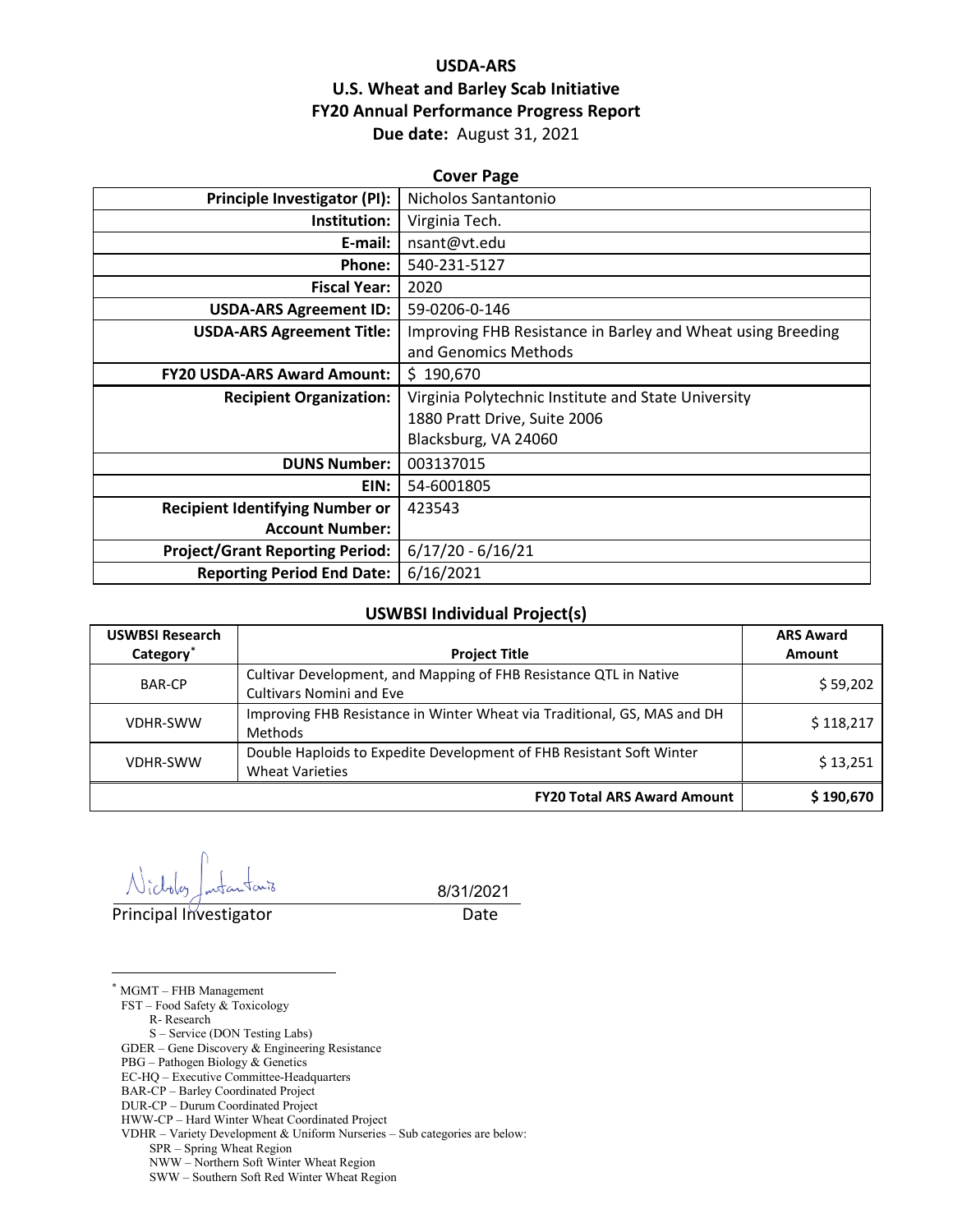# USDA-ARS
# U.S. Wheat and Barley Scab Initiative
# FY20 Annual Performance Progress Report

**Due date:** August 31, 2021

## Cover Page

| | |
|---|---|
| **Principle Investigator (PI):** | Nicholos Santantonio |
| **Institution:** | Virginia Tech. |
| **E-mail:** | nsant@vt.edu |
| **Phone:** | 540-231-5127 |
| **Fiscal Year:** | 2020 |
| **USDA-ARS Agreement ID:** | 59-0206-0-146 |
| **USDA-ARS Agreement Title:** | Improving FHB Resistance in Barley and Wheat using Breeding and Genomics Methods |
| **FY20 USDA-ARS Award Amount:** | $ 190,670 |
| **Recipient Organization:** | Virginia Polytechnic Institute and State University<br>1880 Pratt Drive, Suite 2006<br>Blacksburg, VA 24060 |
| **DUNS Number:** | 003137015 |
| **EIN:** | 54-6001805 |
| **Recipient Identifying Number or Account Number:** | 423543 |
| **Project/Grant Reporting Period:** | 6/17/20 - 6/16/21 |
| **Reporting Period End Date:** | 6/16/2021 |

## USWBSI Individual Project(s)

| USWBSI Research Category* | Project Title | ARS Award Amount |
|---|---|---|
| BAR-CP | Cultivar Development, and Mapping of FHB Resistance QTL in Native Cultivars Nomini and Eve | $ 59,202 |
| VDHR-SWW | Improving FHB Resistance in Winter Wheat via Traditional, GS, MAS and DH Methods | $ 118,217 |
| VDHR-SWW | Double Haploids to Expedite Development of FHB Resistant Soft Winter Wheat Varieties | $ 13,251 |
| | **FY20 Total ARS Award Amount** | **$ 190,670** |

Nicholos Santantonio — 8/31/2021

Principal Investigator — Date

* MGMT – FHB Management
  FST – Food Safety & Toxicology
    R- Research
    S – Service (DON Testing Labs)
  GDER – Gene Discovery & Engineering Resistance
  PBG – Pathogen Biology & Genetics
  EC-HQ – Executive Committee-Headquarters
  BAR-CP – Barley Coordinated Project
  DUR-CP – Durum Coordinated Project
  HWW-CP – Hard Winter Wheat Coordinated Project
  VDHR – Variety Development & Uniform Nurseries – Sub categories are below:
    SPR – Spring Wheat Region
    NWW – Northern Soft Winter Wheat Region
    SWW – Southern Soft Red Winter Wheat Region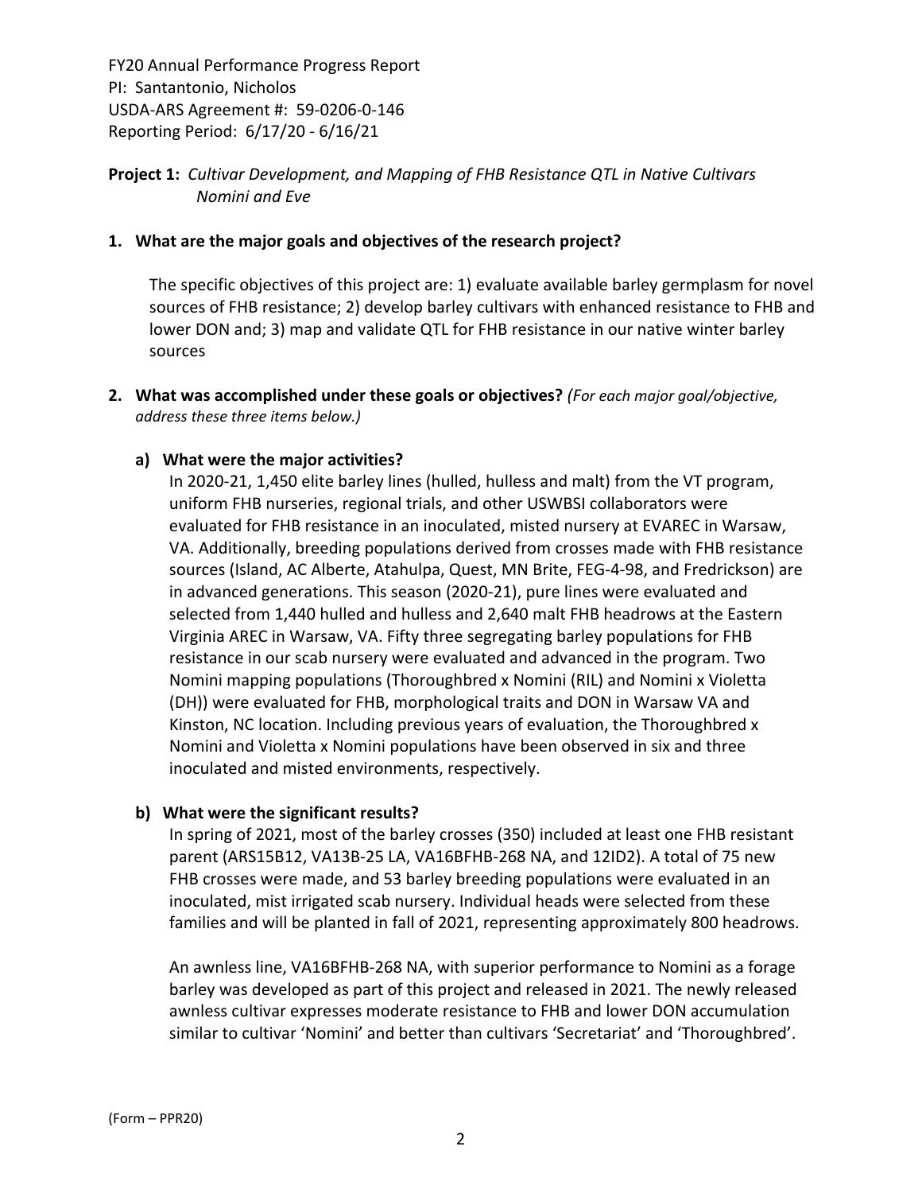FY20 Annual Performance Progress Report
PI: Santantonio, Nicholos
USDA-ARS Agreement #: 59-0206-0-146
Reporting Period: 6/17/20 - 6/16/21

**Project 1:** *Cultivar Development, and Mapping of FHB Resistance QTL in Native Cultivars Nomini and Eve*

## 1. What are the major goals and objectives of the research project?

The specific objectives of this project are: 1) evaluate available barley germplasm for novel sources of FHB resistance; 2) develop barley cultivars with enhanced resistance to FHB and lower DON and; 3) map and validate QTL for FHB resistance in our native winter barley sources

## 2. What was accomplished under these goals or objectives? *(For each major goal/objective, address these three items below.)*

### a) What were the major activities?

In 2020-21, 1,450 elite barley lines (hulled, hulless and malt) from the VT program, uniform FHB nurseries, regional trials, and other USWBSI collaborators were evaluated for FHB resistance in an inoculated, misted nursery at EVAREC in Warsaw, VA. Additionally, breeding populations derived from crosses made with FHB resistance sources (Island, AC Alberte, Atahulpa, Quest, MN Brite, FEG-4-98, and Fredrickson) are in advanced generations. This season (2020-21), pure lines were evaluated and selected from 1,440 hulled and hulless and 2,640 malt FHB headrows at the Eastern Virginia AREC in Warsaw, VA. Fifty three segregating barley populations for FHB resistance in our scab nursery were evaluated and advanced in the program. Two Nomini mapping populations (Thoroughbred x Nomini (RIL) and Nomini x Violetta (DH)) were evaluated for FHB, morphological traits and DON in Warsaw VA and Kinston, NC location. Including previous years of evaluation, the Thoroughbred x Nomini and Violetta x Nomini populations have been observed in six and three inoculated and misted environments, respectively.

### b) What were the significant results?

In spring of 2021, most of the barley crosses (350) included at least one FHB resistant parent (ARS15B12, VA13B-25 LA, VA16BFHB-268 NA, and 12ID2). A total of 75 new FHB crosses were made, and 53 barley breeding populations were evaluated in an inoculated, mist irrigated scab nursery. Individual heads were selected from these families and will be planted in fall of 2021, representing approximately 800 headrows.

An awnless line, VA16BFHB-268 NA, with superior performance to Nomini as a forage barley was developed as part of this project and released in 2021. The newly released awnless cultivar expresses moderate resistance to FHB and lower DON accumulation similar to cultivar 'Nomini' and better than cultivars 'Secretariat' and 'Thoroughbred'.

(Form – PPR20)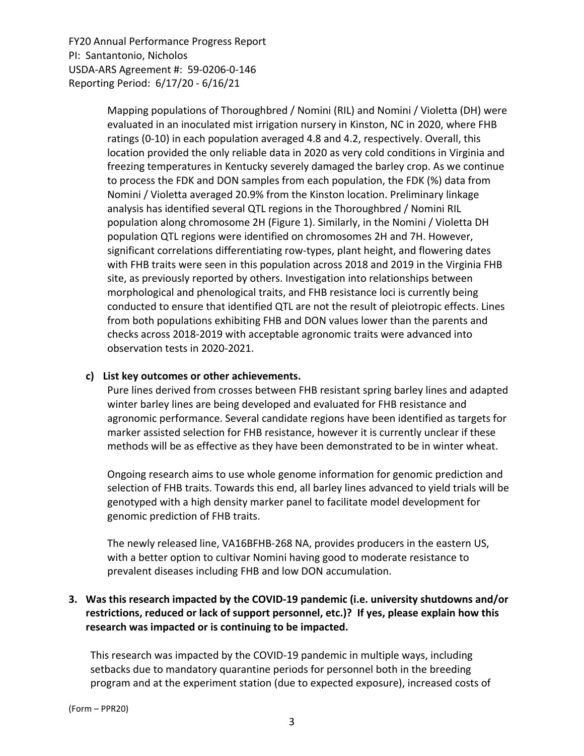Mapping populations of Thoroughbred / Nomini (RIL) and Nomini / Violetta (DH) were evaluated in an inoculated mist irrigation nursery in Kinston, NC in 2020, where FHB ratings (0-10) in each population averaged 4.8 and 4.2, respectively. Overall, this location provided the only reliable data in 2020 as very cold conditions in Virginia and freezing temperatures in Kentucky severely damaged the barley crop. As we continue to process the FDK and DON samples from each population, the FDK (%) data from Nomini / Violetta averaged 20.9% from the Kinston location. Preliminary linkage analysis has identified several QTL regions in the Thoroughbred / Nomini RIL population along chromosome 2H (Figure 1). Similarly, in the Nomini / Violetta DH population QTL regions were identified on chromosomes 2H and 7H. However, significant correlations differentiating row-types, plant height, and flowering dates with FHB traits were seen in this population across 2018 and 2019 in the Virginia FHB site, as previously reported by others. Investigation into relationships between morphological and phenological traits, and FHB resistance loci is currently being conducted to ensure that identified QTL are not the result of pleiotropic effects. Lines from both populations exhibiting FHB and DON values lower than the parents and checks across 2018-2019 with acceptable agronomic traits were advanced into observation tests in 2020-2021.

**c) List key outcomes or other achievements.**

Pure lines derived from crosses between FHB resistant spring barley lines and adapted winter barley lines are being developed and evaluated for FHB resistance and agronomic performance. Several candidate regions have been identified as targets for marker assisted selection for FHB resistance, however it is currently unclear if these methods will be as effective as they have been demonstrated to be in winter wheat.

Ongoing research aims to use whole genome information for genomic prediction and selection of FHB traits. Towards this end, all barley lines advanced to yield trials will be genotyped with a high density marker panel to facilitate model development for genomic prediction of FHB traits.

The newly released line, VA16BFHB-268 NA, provides producers in the eastern US, with a better option to cultivar Nomini having good to moderate resistance to prevalent diseases including FHB and low DON accumulation.

**3. Was this research impacted by the COVID-19 pandemic (i.e. university shutdowns and/or restrictions, reduced or lack of support personnel, etc.)? If yes, please explain how this research was impacted or is continuing to be impacted.**

This research was impacted by the COVID-19 pandemic in multiple ways, including setbacks due to mandatory quarantine periods for personnel both in the breeding program and at the experiment station (due to expected exposure), increased costs of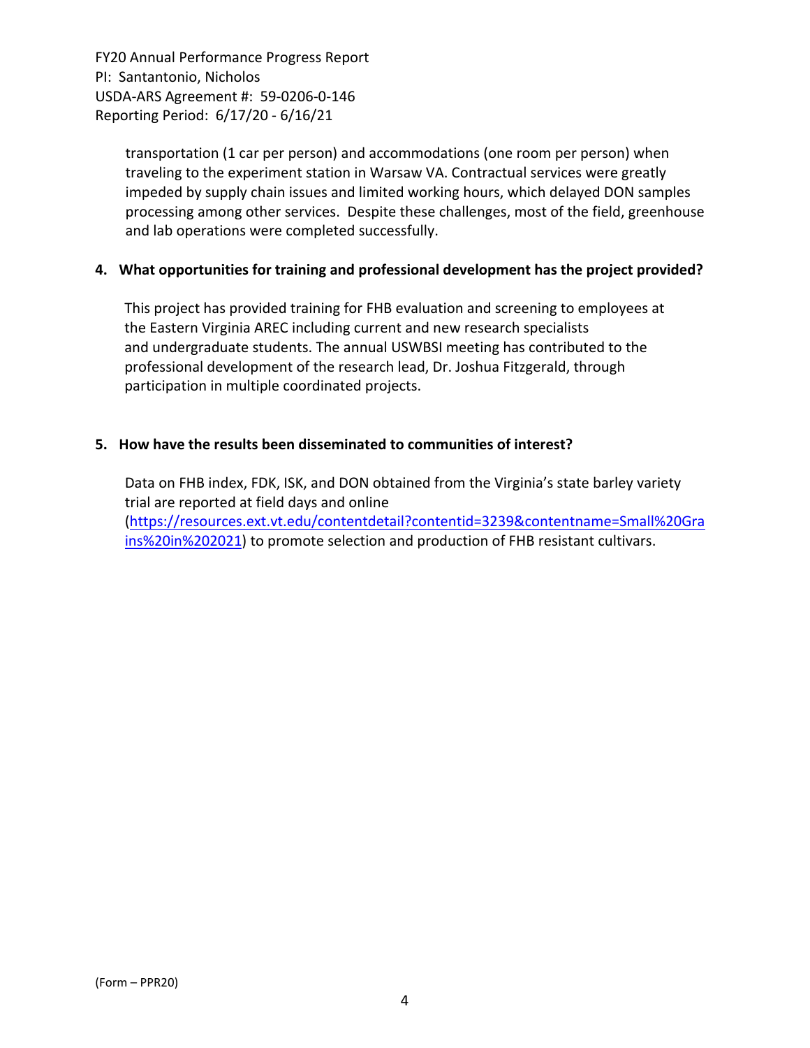transportation (1 car per person) and accommodations (one room per person) when traveling to the experiment station in Warsaw VA. Contractual services were greatly impeded by supply chain issues and limited working hours, which delayed DON samples processing among other services. Despite these challenges, most of the field, greenhouse and lab operations were completed successfully.

**4. What opportunities for training and professional development has the project provided?**

This project has provided training for FHB evaluation and screening to employees at the Eastern Virginia AREC including current and new research specialists and undergraduate students. The annual USWBSI meeting has contributed to the professional development of the research lead, Dr. Joshua Fitzgerald, through participation in multiple coordinated projects.

**5. How have the results been disseminated to communities of interest?**

Data on FHB index, FDK, ISK, and DON obtained from the Virginia's state barley variety trial are reported at field days and online (https://resources.ext.vt.edu/contentdetail?contentid=3239&contentname=Small%20Grains%20in%202021) to promote selection and production of FHB resistant cultivars.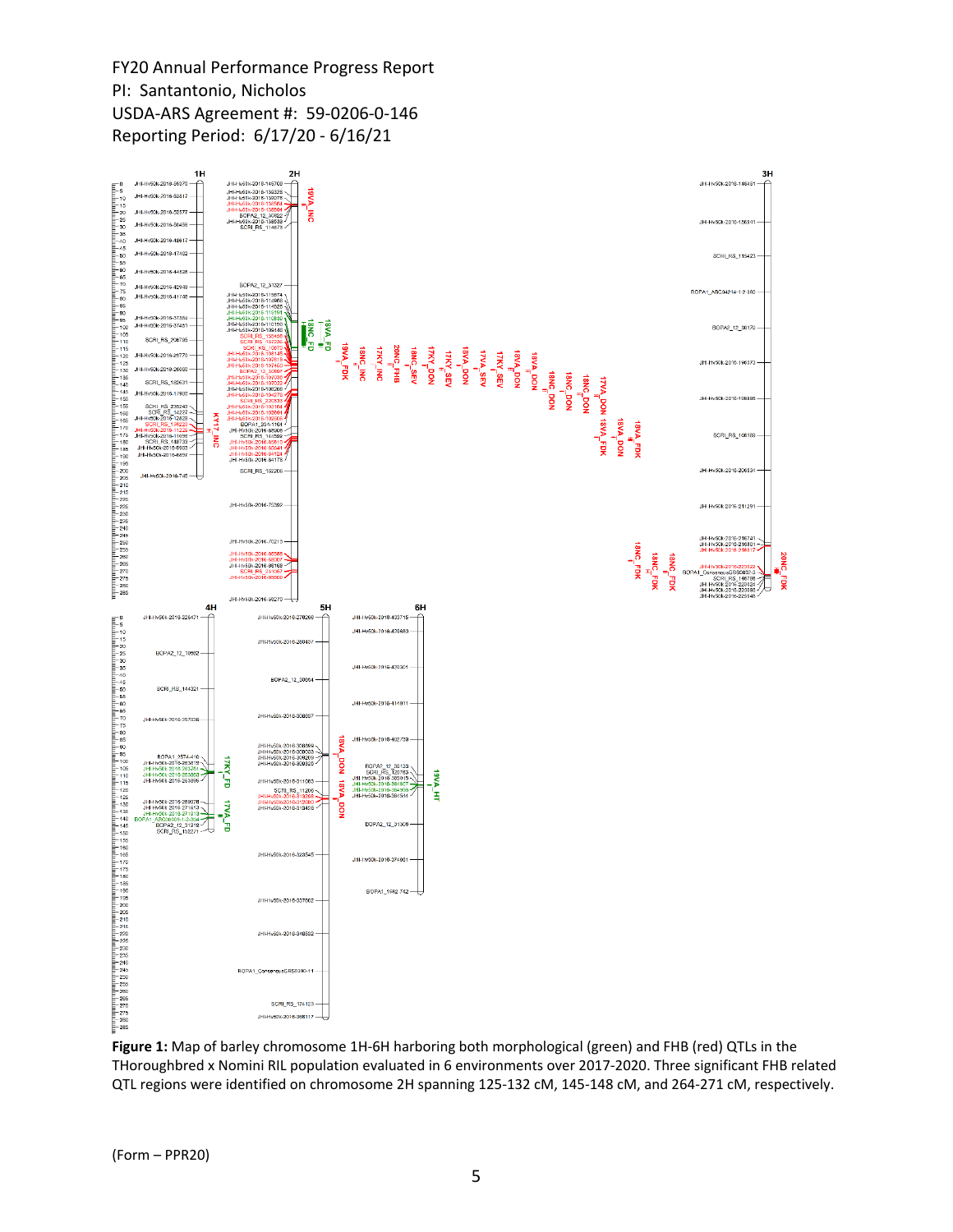**Figure 1:** Map of barley chromosome 1H-6H harboring both morphological (green) and FHB (red) QTLs in the THoroughbred x Nomini RIL population evaluated in 6 environments over 2017-2020. Three significant FHB related QTL regions were identified on chromosome 2H spanning 125-132 cM, 145-148 cM, and 264-271 cM, respectively.

(Form – PPR20)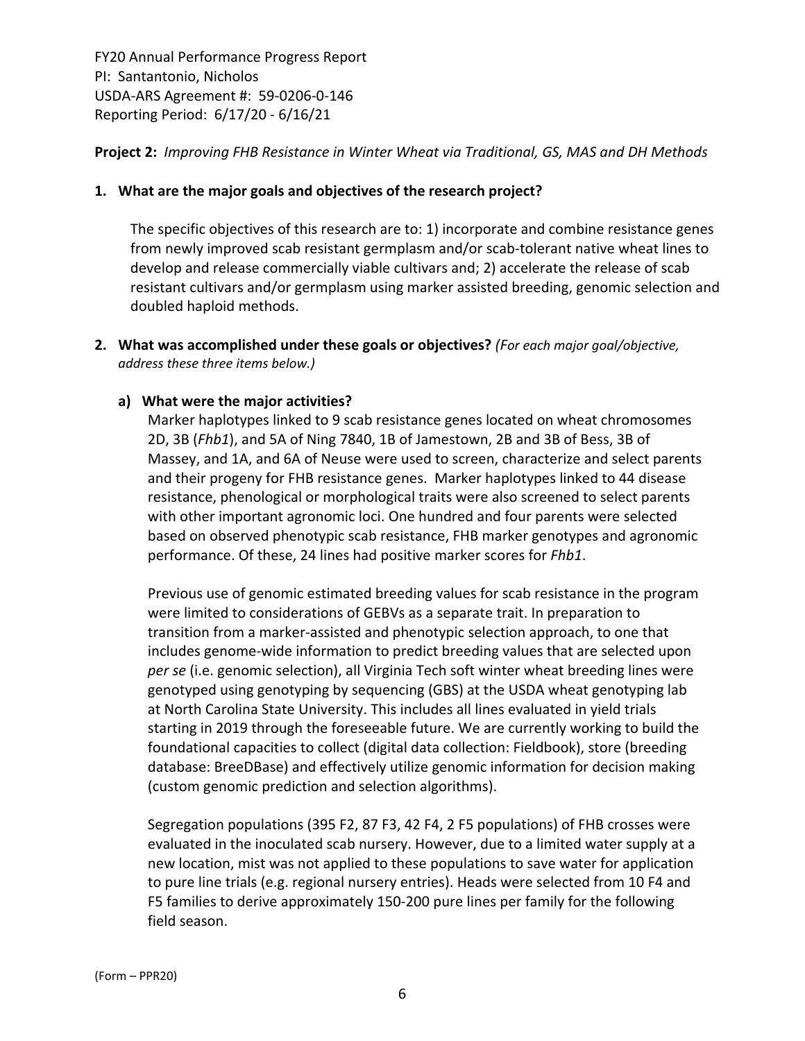FY20 Annual Performance Progress Report
PI: Santantonio, Nicholos
USDA-ARS Agreement #: 59-0206-0-146
Reporting Period: 6/17/20 - 6/16/21

**Project 2:** *Improving FHB Resistance in Winter Wheat via Traditional, GS, MAS and DH Methods*

**1. What are the major goals and objectives of the research project?**

The specific objectives of this research are to: 1) incorporate and combine resistance genes from newly improved scab resistant germplasm and/or scab-tolerant native wheat lines to develop and release commercially viable cultivars and; 2) accelerate the release of scab resistant cultivars and/or germplasm using marker assisted breeding, genomic selection and doubled haploid methods.

**2. What was accomplished under these goals or objectives?** *(For each major goal/objective, address these three items below.)*

**a) What were the major activities?**

Marker haplotypes linked to 9 scab resistance genes located on wheat chromosomes 2D, 3B (*Fhb1*), and 5A of Ning 7840, 1B of Jamestown, 2B and 3B of Bess, 3B of Massey, and 1A, and 6A of Neuse were used to screen, characterize and select parents and their progeny for FHB resistance genes. Marker haplotypes linked to 44 disease resistance, phenological or morphological traits were also screened to select parents with other important agronomic loci. One hundred and four parents were selected based on observed phenotypic scab resistance, FHB marker genotypes and agronomic performance. Of these, 24 lines had positive marker scores for *Fhb1*.

Previous use of genomic estimated breeding values for scab resistance in the program were limited to considerations of GEBVs as a separate trait. In preparation to transition from a marker-assisted and phenotypic selection approach, to one that includes genome-wide information to predict breeding values that are selected upon *per se* (i.e. genomic selection), all Virginia Tech soft winter wheat breeding lines were genotyped using genotyping by sequencing (GBS) at the USDA wheat genotyping lab at North Carolina State University. This includes all lines evaluated in yield trials starting in 2019 through the foreseeable future. We are currently working to build the foundational capacities to collect (digital data collection: Fieldbook), store (breeding database: BreeDBase) and effectively utilize genomic information for decision making (custom genomic prediction and selection algorithms).

Segregation populations (395 F2, 87 F3, 42 F4, 2 F5 populations) of FHB crosses were evaluated in the inoculated scab nursery. However, due to a limited water supply at a new location, mist was not applied to these populations to save water for application to pure line trials (e.g. regional nursery entries). Heads were selected from 10 F4 and F5 families to derive approximately 150-200 pure lines per family for the following field season.

(Form – PPR20)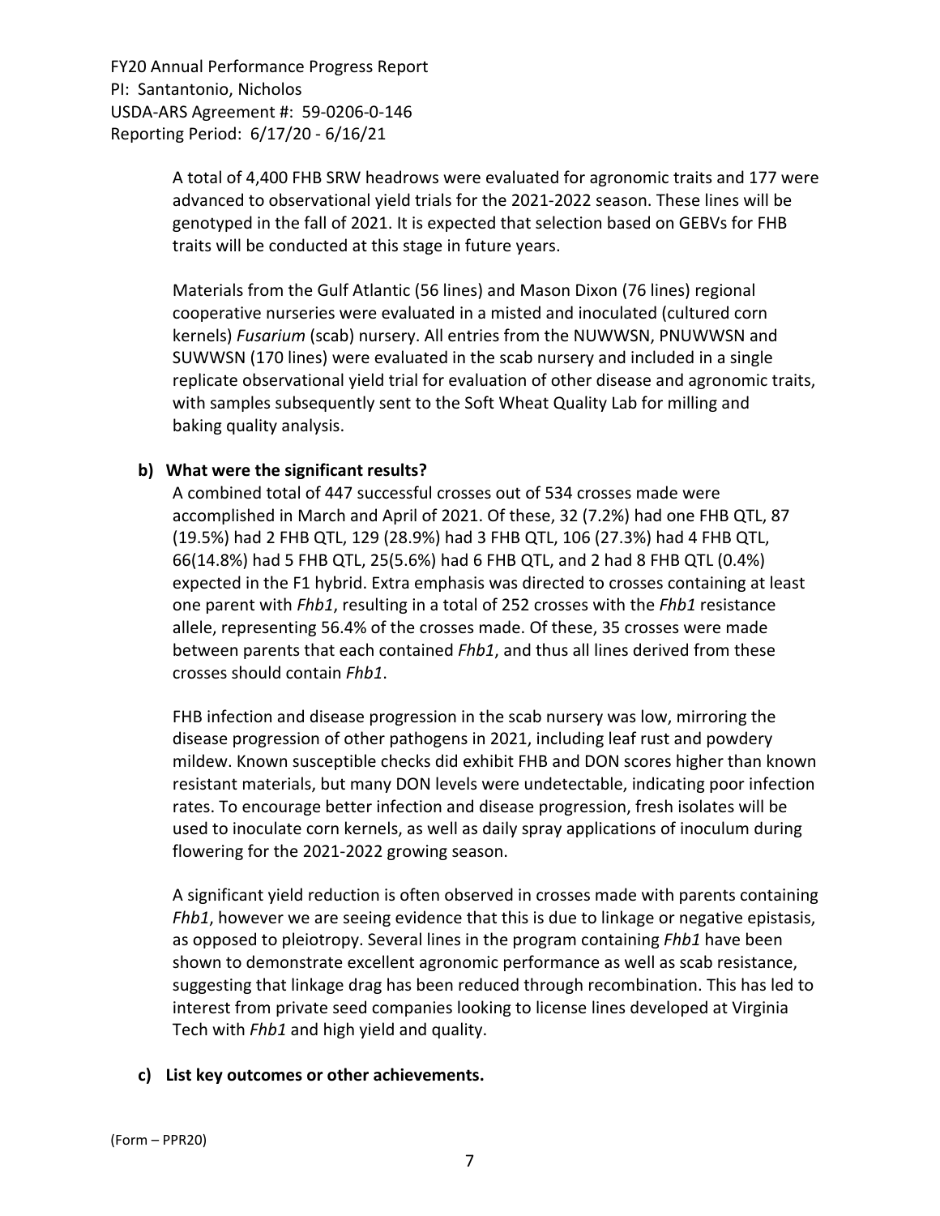A total of 4,400 FHB SRW headrows were evaluated for agronomic traits and 177 were advanced to observational yield trials for the 2021-2022 season. These lines will be genotyped in the fall of 2021. It is expected that selection based on GEBVs for FHB traits will be conducted at this stage in future years.

Materials from the Gulf Atlantic (56 lines) and Mason Dixon (76 lines) regional cooperative nurseries were evaluated in a misted and inoculated (cultured corn kernels) *Fusarium* (scab) nursery. All entries from the NUWWSN, PNUWWSN and SUWWSN (170 lines) were evaluated in the scab nursery and included in a single replicate observational yield trial for evaluation of other disease and agronomic traits, with samples subsequently sent to the Soft Wheat Quality Lab for milling and baking quality analysis.

**b) What were the significant results?**

A combined total of 447 successful crosses out of 534 crosses made were accomplished in March and April of 2021. Of these, 32 (7.2%) had one FHB QTL, 87 (19.5%) had 2 FHB QTL, 129 (28.9%) had 3 FHB QTL, 106 (27.3%) had 4 FHB QTL, 66(14.8%) had 5 FHB QTL, 25(5.6%) had 6 FHB QTL, and 2 had 8 FHB QTL (0.4%) expected in the F1 hybrid. Extra emphasis was directed to crosses containing at least one parent with *Fhb1*, resulting in a total of 252 crosses with the *Fhb1* resistance allele, representing 56.4% of the crosses made. Of these, 35 crosses were made between parents that each contained *Fhb1*, and thus all lines derived from these crosses should contain *Fhb1*.

FHB infection and disease progression in the scab nursery was low, mirroring the disease progression of other pathogens in 2021, including leaf rust and powdery mildew. Known susceptible checks did exhibit FHB and DON scores higher than known resistant materials, but many DON levels were undetectable, indicating poor infection rates. To encourage better infection and disease progression, fresh isolates will be used to inoculate corn kernels, as well as daily spray applications of inoculum during flowering for the 2021-2022 growing season.

A significant yield reduction is often observed in crosses made with parents containing *Fhb1*, however we are seeing evidence that this is due to linkage or negative epistasis, as opposed to pleiotropy. Several lines in the program containing *Fhb1* have been shown to demonstrate excellent agronomic performance as well as scab resistance, suggesting that linkage drag has been reduced through recombination. This has led to interest from private seed companies looking to license lines developed at Virginia Tech with *Fhb1* and high yield and quality.

**c) List key outcomes or other achievements.**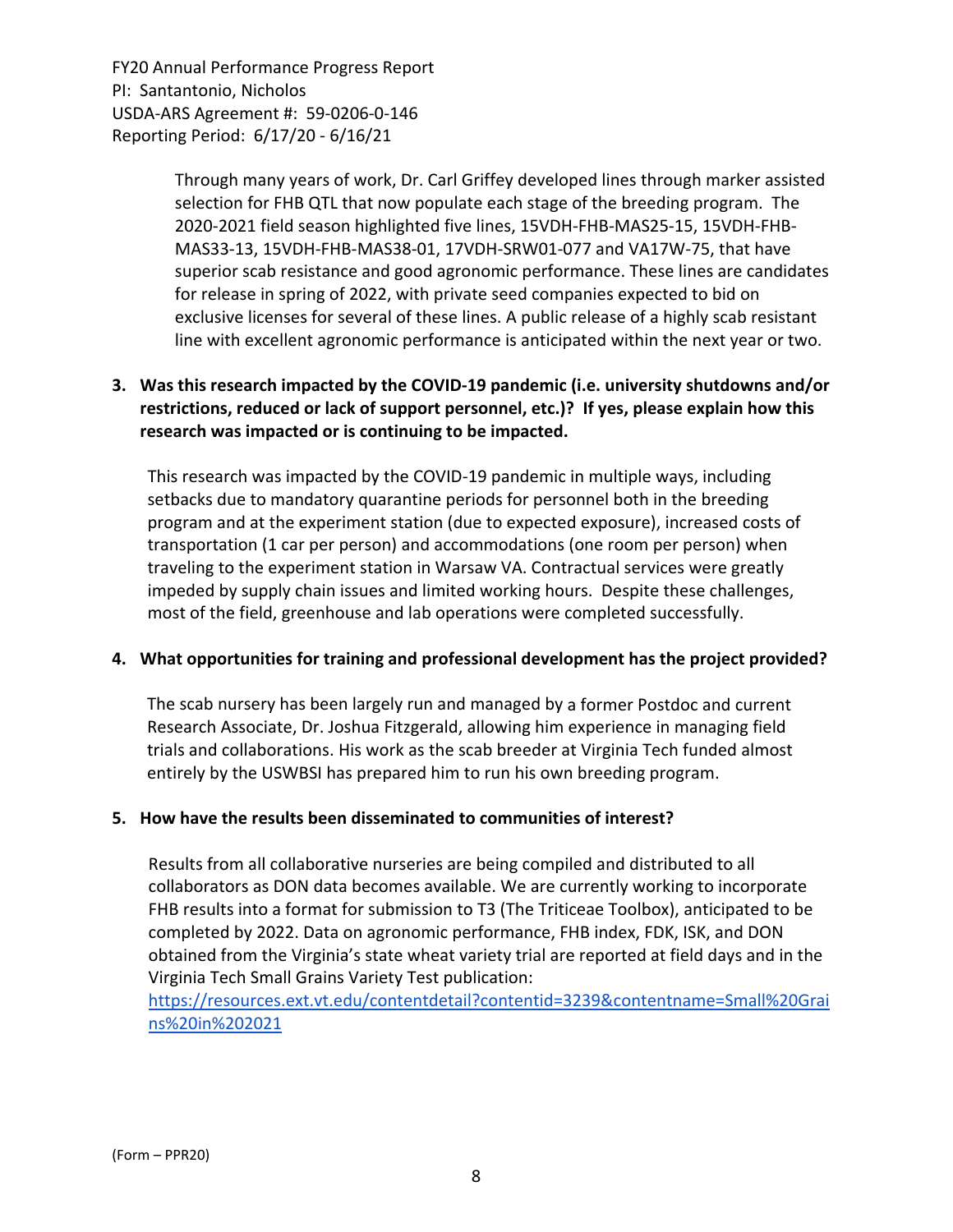Through many years of work, Dr. Carl Griffey developed lines through marker assisted selection for FHB QTL that now populate each stage of the breeding program. The 2020-2021 field season highlighted five lines, 15VDH-FHB-MAS25-15, 15VDH-FHB-MAS33-13, 15VDH-FHB-MAS38-01, 17VDH-SRW01-077 and VA17W-75, that have superior scab resistance and good agronomic performance. These lines are candidates for release in spring of 2022, with private seed companies expected to bid on exclusive licenses for several of these lines. A public release of a highly scab resistant line with excellent agronomic performance is anticipated within the next year or two.

**3. Was this research impacted by the COVID-19 pandemic (i.e. university shutdowns and/or restrictions, reduced or lack of support personnel, etc.)? If yes, please explain how this research was impacted or is continuing to be impacted.**

This research was impacted by the COVID-19 pandemic in multiple ways, including setbacks due to mandatory quarantine periods for personnel both in the breeding program and at the experiment station (due to expected exposure), increased costs of transportation (1 car per person) and accommodations (one room per person) when traveling to the experiment station in Warsaw VA. Contractual services were greatly impeded by supply chain issues and limited working hours. Despite these challenges, most of the field, greenhouse and lab operations were completed successfully.

**4. What opportunities for training and professional development has the project provided?**

The scab nursery has been largely run and managed by a former Postdoc and current Research Associate, Dr. Joshua Fitzgerald, allowing him experience in managing field trials and collaborations. His work as the scab breeder at Virginia Tech funded almost entirely by the USWBSI has prepared him to run his own breeding program.

**5. How have the results been disseminated to communities of interest?**

Results from all collaborative nurseries are being compiled and distributed to all collaborators as DON data becomes available. We are currently working to incorporate FHB results into a format for submission to T3 (The Triticeae Toolbox), anticipated to be completed by 2022. Data on agronomic performance, FHB index, FDK, ISK, and DON obtained from the Virginia's state wheat variety trial are reported at field days and in the Virginia Tech Small Grains Variety Test publication:
[https://resources.ext.vt.edu/contentdetail?contentid=3239&contentname=Small%20Grains%20in%202021](https://resources.ext.vt.edu/contentdetail?contentid=3239&contentname=Small%20Grains%20in%202021)

(Form – PPR20)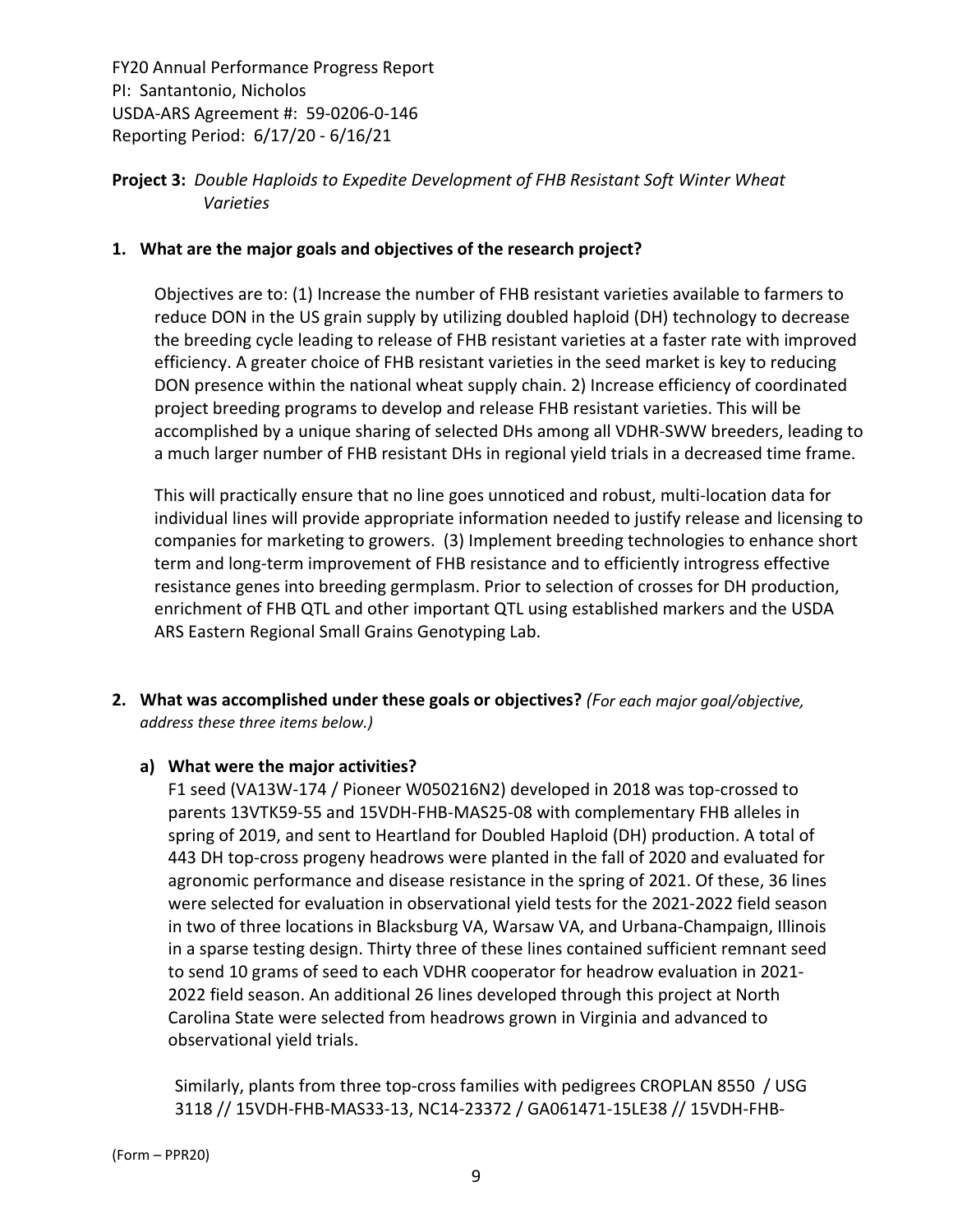FY20 Annual Performance Progress Report
PI: Santantonio, Nicholos
USDA-ARS Agreement #: 59-0206-0-146
Reporting Period: 6/17/20 - 6/16/21

**Project 3:** *Double Haploids to Expedite Development of FHB Resistant Soft Winter Wheat Varieties*

**1. What are the major goals and objectives of the research project?**

Objectives are to: (1) Increase the number of FHB resistant varieties available to farmers to reduce DON in the US grain supply by utilizing doubled haploid (DH) technology to decrease the breeding cycle leading to release of FHB resistant varieties at a faster rate with improved efficiency. A greater choice of FHB resistant varieties in the seed market is key to reducing DON presence within the national wheat supply chain. 2) Increase efficiency of coordinated project breeding programs to develop and release FHB resistant varieties. This will be accomplished by a unique sharing of selected DHs among all VDHR-SWW breeders, leading to a much larger number of FHB resistant DHs in regional yield trials in a decreased time frame.

This will practically ensure that no line goes unnoticed and robust, multi-location data for individual lines will provide appropriate information needed to justify release and licensing to companies for marketing to growers. (3) Implement breeding technologies to enhance short term and long-term improvement of FHB resistance and to efficiently introgress effective resistance genes into breeding germplasm. Prior to selection of crosses for DH production, enrichment of FHB QTL and other important QTL using established markers and the USDA ARS Eastern Regional Small Grains Genotyping Lab.

**2. What was accomplished under these goals or objectives?** *(For each major goal/objective, address these three items below.)*

**a) What were the major activities?**

F1 seed (VA13W-174 / Pioneer W050216N2) developed in 2018 was top-crossed to parents 13VTK59-55 and 15VDH-FHB-MAS25-08 with complementary FHB alleles in spring of 2019, and sent to Heartland for Doubled Haploid (DH) production. A total of 443 DH top-cross progeny headrows were planted in the fall of 2020 and evaluated for agronomic performance and disease resistance in the spring of 2021. Of these, 36 lines were selected for evaluation in observational yield tests for the 2021-2022 field season in two of three locations in Blacksburg VA, Warsaw VA, and Urbana-Champaign, Illinois in a sparse testing design. Thirty three of these lines contained sufficient remnant seed to send 10 grams of seed to each VDHR cooperator for headrow evaluation in 2021-2022 field season. An additional 26 lines developed through this project at North Carolina State were selected from headrows grown in Virginia and advanced to observational yield trials.

Similarly, plants from three top-cross families with pedigrees CROPLAN 8550 / USG 3118 // 15VDH-FHB-MAS33-13, NC14-23372 / GA061471-15LE38 // 15VDH-FHB-

(Form – PPR20)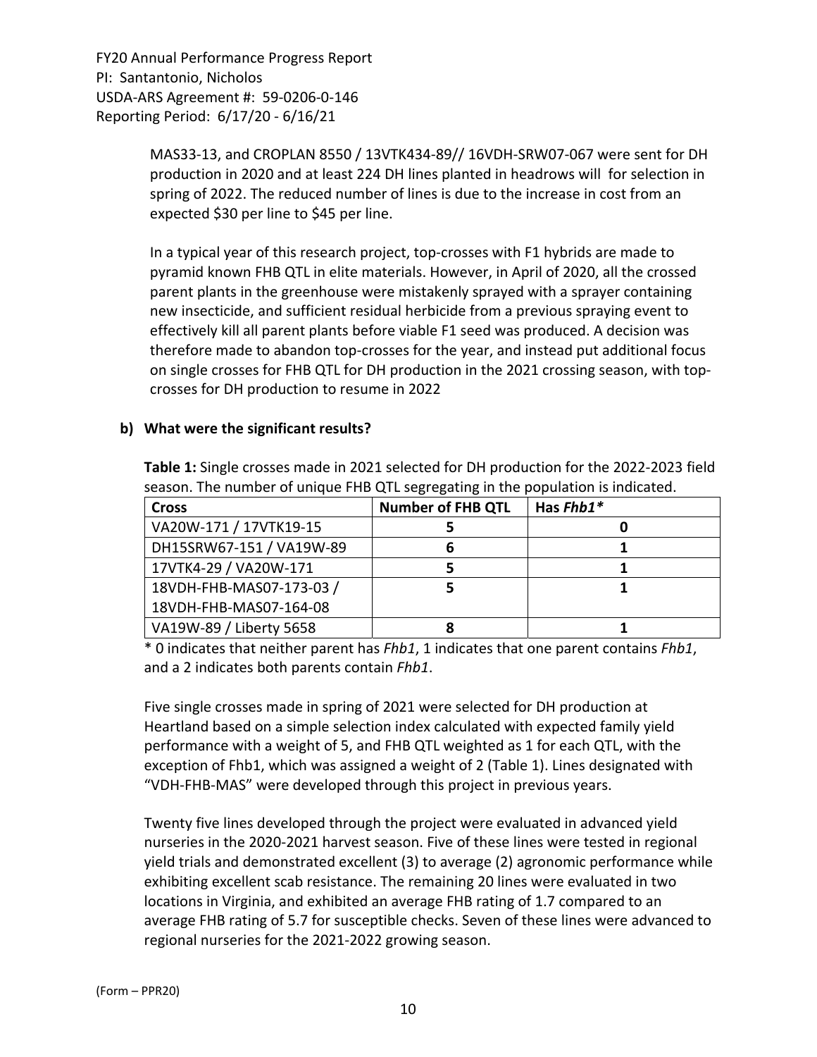MAS33-13, and CROPLAN 8550 / 13VTK434-89// 16VDH-SRW07-067 were sent for DH production in 2020 and at least 224 DH lines planted in headrows will for selection in spring of 2022. The reduced number of lines is due to the increase in cost from an expected $30 per line to $45 per line.

In a typical year of this research project, top-crosses with F1 hybrids are made to pyramid known FHB QTL in elite materials. However, in April of 2020, all the crossed parent plants in the greenhouse were mistakenly sprayed with a sprayer containing new insecticide, and sufficient residual herbicide from a previous spraying event to effectively kill all parent plants before viable F1 seed was produced. A decision was therefore made to abandon top-crosses for the year, and instead put additional focus on single crosses for FHB QTL for DH production in the 2021 crossing season, with top-crosses for DH production to resume in 2022

**b) What were the significant results?**

**Table 1:** Single crosses made in 2021 selected for DH production for the 2022-2023 field season. The number of unique FHB QTL segregating in the population is indicated.

| Cross | Number of FHB QTL | Has *Fhb1** |
|---|---|---|
| VA20W-171 / 17VTK19-15 | 5 | 0 |
| DH15SRW67-151 / VA19W-89 | 6 | 1 |
| 17VTK4-29 / VA20W-171 | 5 | 1 |
| 18VDH-FHB-MAS07-173-03 / 18VDH-FHB-MAS07-164-08 | 5 | 1 |
| VA19W-89 / Liberty 5658 | 8 | 1 |

\* 0 indicates that neither parent has *Fhb1*, 1 indicates that one parent contains *Fhb1*, and a 2 indicates both parents contain *Fhb1*.

Five single crosses made in spring of 2021 were selected for DH production at Heartland based on a simple selection index calculated with expected family yield performance with a weight of 5, and FHB QTL weighted as 1 for each QTL, with the exception of Fhb1, which was assigned a weight of 2 (Table 1). Lines designated with "VDH-FHB-MAS" were developed through this project in previous years.

Twenty five lines developed through the project were evaluated in advanced yield nurseries in the 2020-2021 harvest season. Five of these lines were tested in regional yield trials and demonstrated excellent (3) to average (2) agronomic performance while exhibiting excellent scab resistance. The remaining 20 lines were evaluated in two locations in Virginia, and exhibited an average FHB rating of 1.7 compared to an average FHB rating of 5.7 for susceptible checks. Seven of these lines were advanced to regional nurseries for the 2021-2022 growing season.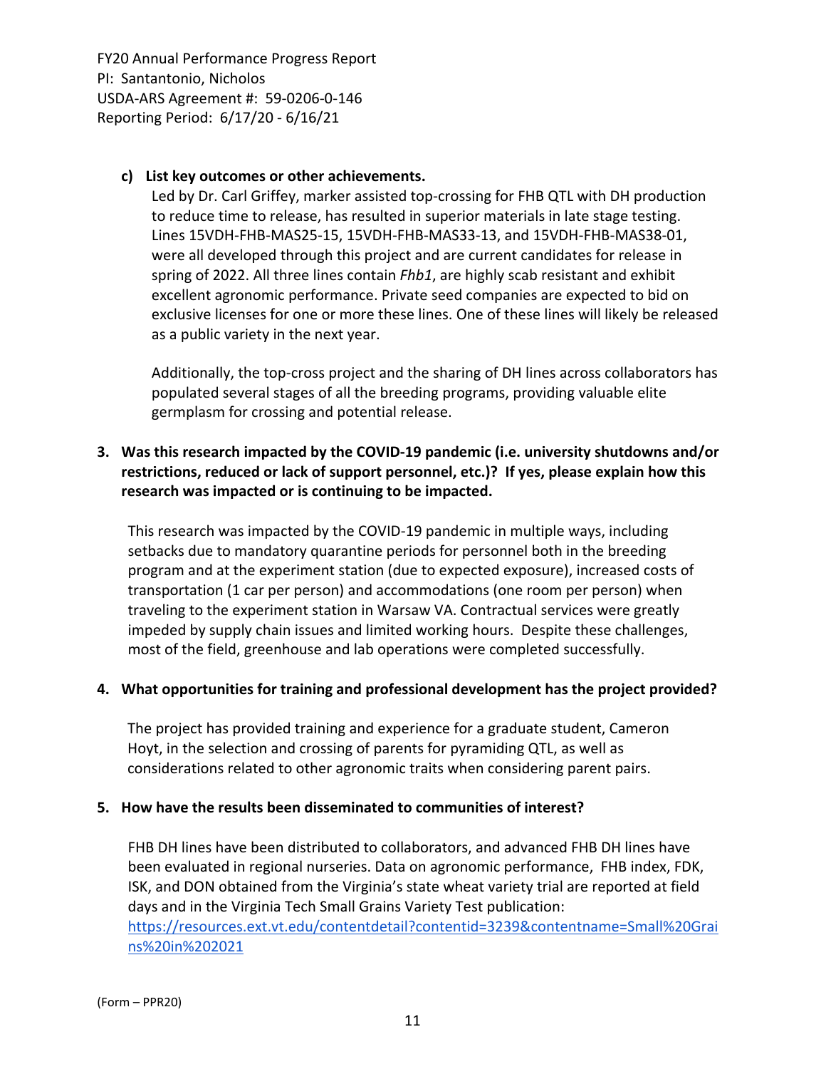**c) List key outcomes or other achievements.**

Led by Dr. Carl Griffey, marker assisted top-crossing for FHB QTL with DH production to reduce time to release, has resulted in superior materials in late stage testing. Lines 15VDH-FHB-MAS25-15, 15VDH-FHB-MAS33-13, and 15VDH-FHB-MAS38-01, were all developed through this project and are current candidates for release in spring of 2022. All three lines contain *Fhb1*, are highly scab resistant and exhibit excellent agronomic performance. Private seed companies are expected to bid on exclusive licenses for one or more these lines. One of these lines will likely be released as a public variety in the next year.

Additionally, the top-cross project and the sharing of DH lines across collaborators has populated several stages of all the breeding programs, providing valuable elite germplasm for crossing and potential release.

**3. Was this research impacted by the COVID-19 pandemic (i.e. university shutdowns and/or restrictions, reduced or lack of support personnel, etc.)? If yes, please explain how this research was impacted or is continuing to be impacted.**

This research was impacted by the COVID-19 pandemic in multiple ways, including setbacks due to mandatory quarantine periods for personnel both in the breeding program and at the experiment station (due to expected exposure), increased costs of transportation (1 car per person) and accommodations (one room per person) when traveling to the experiment station in Warsaw VA. Contractual services were greatly impeded by supply chain issues and limited working hours. Despite these challenges, most of the field, greenhouse and lab operations were completed successfully.

**4. What opportunities for training and professional development has the project provided?**

The project has provided training and experience for a graduate student, Cameron Hoyt, in the selection and crossing of parents for pyramiding QTL, as well as considerations related to other agronomic traits when considering parent pairs.

**5. How have the results been disseminated to communities of interest?**

FHB DH lines have been distributed to collaborators, and advanced FHB DH lines have been evaluated in regional nurseries. Data on agronomic performance, FHB index, FDK, ISK, and DON obtained from the Virginia's state wheat variety trial are reported at field days and in the Virginia Tech Small Grains Variety Test publication: https://resources.ext.vt.edu/contentdetail?contentid=3239&contentname=Small%20Grains%20in%202021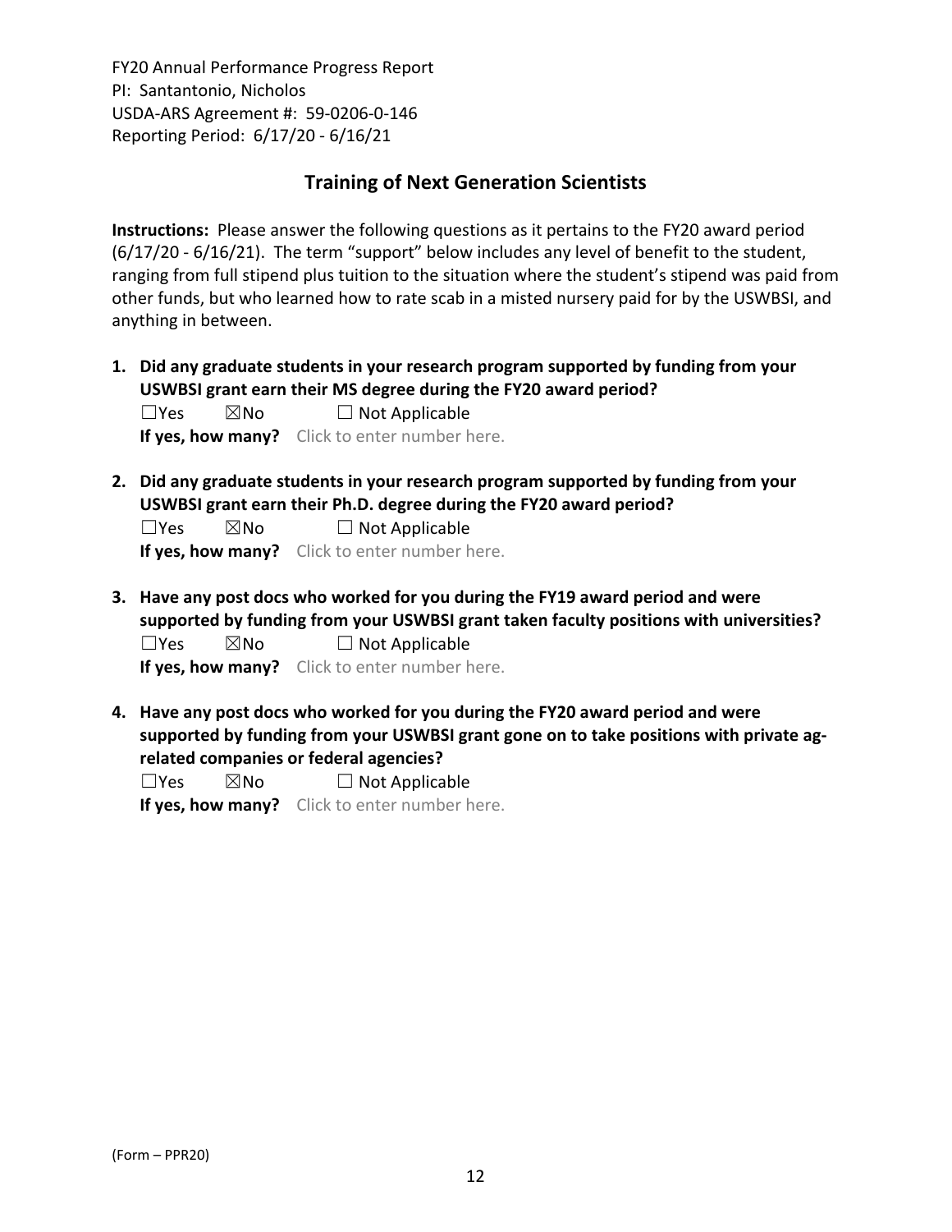FY20 Annual Performance Progress Report
PI: Santantonio, Nicholos
USDA-ARS Agreement #: 59-0206-0-146
Reporting Period: 6/17/20 - 6/16/21

## Training of Next Generation Scientists

**Instructions:** Please answer the following questions as it pertains to the FY20 award period (6/17/20 - 6/16/21). The term "support" below includes any level of benefit to the student, ranging from full stipend plus tuition to the situation where the student's stipend was paid from other funds, but who learned how to rate scab in a misted nursery paid for by the USWBSI, and anything in between.

1. **Did any graduate students in your research program supported by funding from your USWBSI grant earn their MS degree during the FY20 award period?**
   ☐Yes ☒No ☐ Not Applicable
   **If yes, how many?** Click to enter number here.

2. **Did any graduate students in your research program supported by funding from your USWBSI grant earn their Ph.D. degree during the FY20 award period?**
   ☐Yes ☒No ☐ Not Applicable
   **If yes, how many?** Click to enter number here.

3. **Have any post docs who worked for you during the FY19 award period and were supported by funding from your USWBSI grant taken faculty positions with universities?**
   ☐Yes ☒No ☐ Not Applicable
   **If yes, how many?** Click to enter number here.

4. **Have any post docs who worked for you during the FY20 award period and were supported by funding from your USWBSI grant gone on to take positions with private ag-related companies or federal agencies?**
   ☐Yes ☒No ☐ Not Applicable
   **If yes, how many?** Click to enter number here.

(Form – PPR20)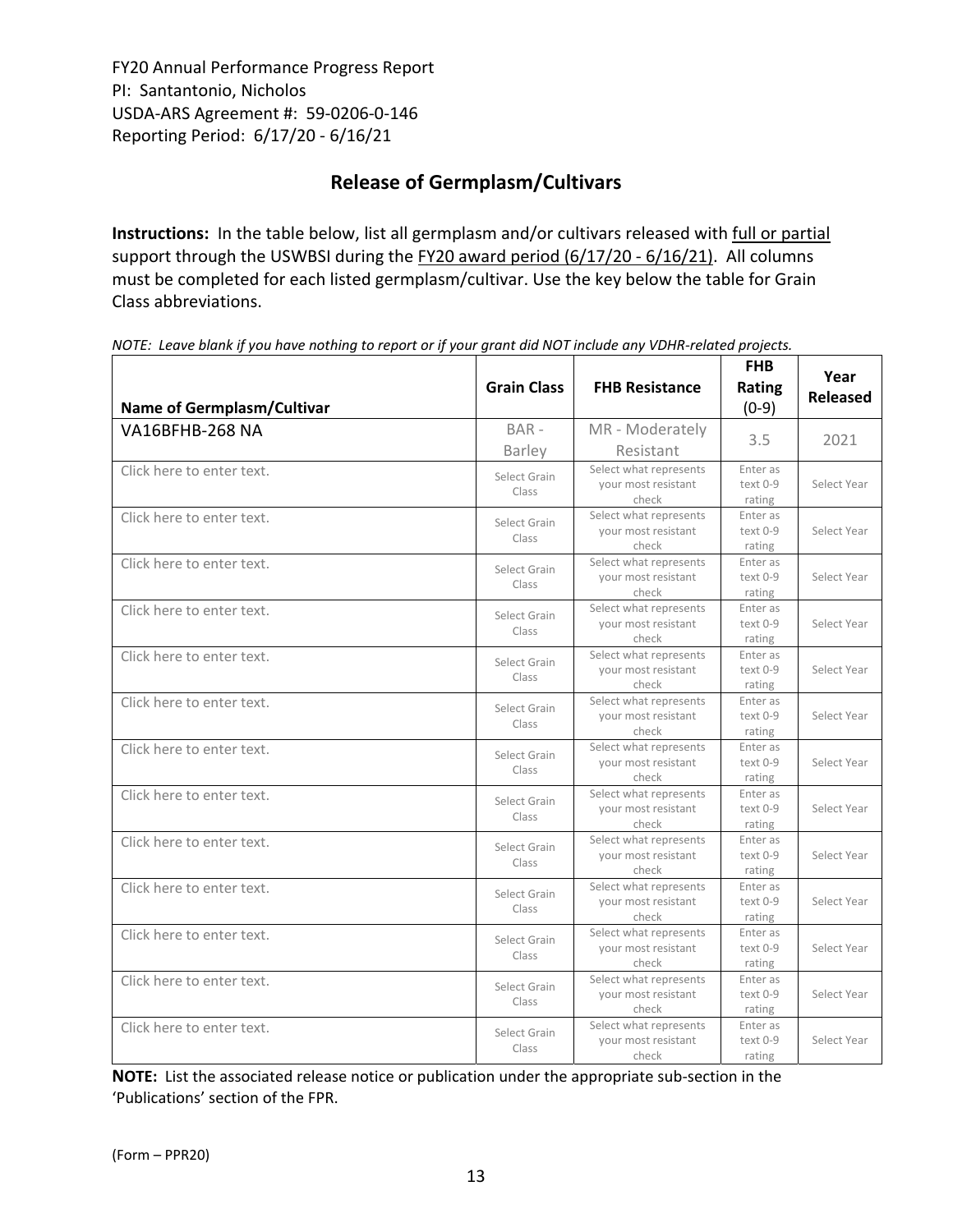FY20 Annual Performance Progress Report
PI: Santantonio, Nicholos
USDA-ARS Agreement #: 59-0206-0-146
Reporting Period: 6/17/20 - 6/16/21

## Release of Germplasm/Cultivars

**Instructions:** In the table below, list all germplasm and/or cultivars released with full or partial support through the USWBSI during the FY20 award period (6/17/20 - 6/16/21). All columns must be completed for each listed germplasm/cultivar. Use the key below the table for Grain Class abbreviations.

*NOTE: Leave blank if you have nothing to report or if your grant did NOT include any VDHR-related projects.*

| Name of Germplasm/Cultivar | Grain Class | FHB Resistance | FHB Rating (0-9) | Year Released |
|---|---|---|---|---|
| VA16BFHB-268 NA | BAR - Barley | MR - Moderately Resistant | 3.5 | 2021 |
| Click here to enter text. | Select Grain Class | Select what represents your most resistant check | Enter as text 0-9 rating | Select Year |
| Click here to enter text. | Select Grain Class | Select what represents your most resistant check | Enter as text 0-9 rating | Select Year |
| Click here to enter text. | Select Grain Class | Select what represents your most resistant check | Enter as text 0-9 rating | Select Year |
| Click here to enter text. | Select Grain Class | Select what represents your most resistant check | Enter as text 0-9 rating | Select Year |
| Click here to enter text. | Select Grain Class | Select what represents your most resistant check | Enter as text 0-9 rating | Select Year |
| Click here to enter text. | Select Grain Class | Select what represents your most resistant check | Enter as text 0-9 rating | Select Year |
| Click here to enter text. | Select Grain Class | Select what represents your most resistant check | Enter as text 0-9 rating | Select Year |
| Click here to enter text. | Select Grain Class | Select what represents your most resistant check | Enter as text 0-9 rating | Select Year |
| Click here to enter text. | Select Grain Class | Select what represents your most resistant check | Enter as text 0-9 rating | Select Year |
| Click here to enter text. | Select Grain Class | Select what represents your most resistant check | Enter as text 0-9 rating | Select Year |
| Click here to enter text. | Select Grain Class | Select what represents your most resistant check | Enter as text 0-9 rating | Select Year |
| Click here to enter text. | Select Grain Class | Select what represents your most resistant check | Enter as text 0-9 rating | Select Year |
| Click here to enter text. | Select Grain Class | Select what represents your most resistant check | Enter as text 0-9 rating | Select Year |

**NOTE:** List the associated release notice or publication under the appropriate sub-section in the 'Publications' section of the FPR.

(Form – PPR20)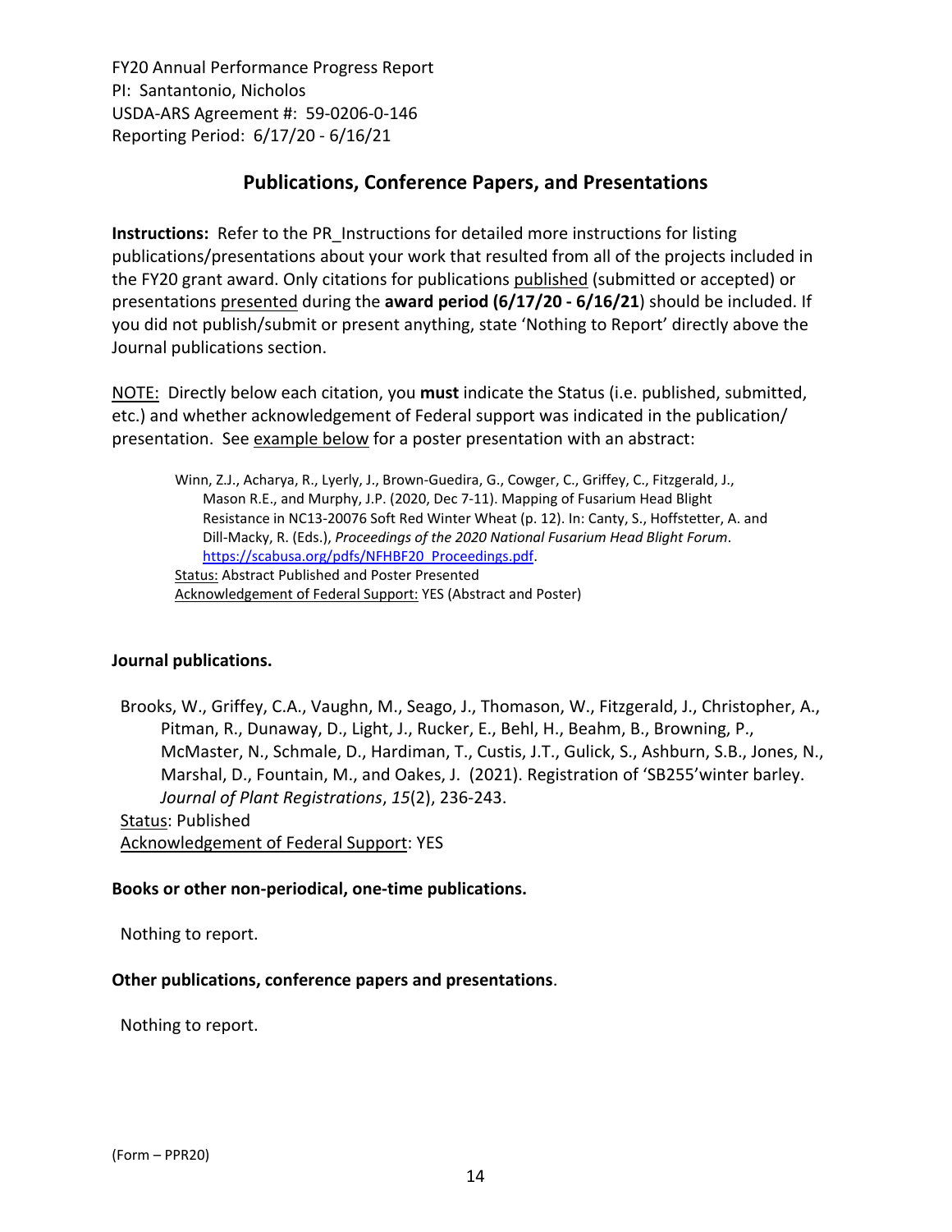FY20 Annual Performance Progress Report
PI: Santantonio, Nicholos
USDA-ARS Agreement #: 59-0206-0-146
Reporting Period: 6/17/20 - 6/16/21

## Publications, Conference Papers, and Presentations

**Instructions:** Refer to the PR_Instructions for detailed more instructions for listing publications/presentations about your work that resulted from all of the projects included in the FY20 grant award. Only citations for publications published (submitted or accepted) or presentations presented during the **award period (6/17/20 - 6/16/21**) should be included. If you did not publish/submit or present anything, state 'Nothing to Report' directly above the Journal publications section.

NOTE: Directly below each citation, you **must** indicate the Status (i.e. published, submitted, etc.) and whether acknowledgement of Federal support was indicated in the publication/presentation. See example below for a poster presentation with an abstract:

> Winn, Z.J., Acharya, R., Lyerly, J., Brown-Guedira, G., Cowger, C., Griffey, C., Fitzgerald, J., Mason R.E., and Murphy, J.P. (2020, Dec 7-11). Mapping of Fusarium Head Blight Resistance in NC13-20076 Soft Red Winter Wheat (p. 12). In: Canty, S., Hoffstetter, A. and Dill-Macky, R. (Eds.), *Proceedings of the 2020 National Fusarium Head Blight Forum*. https://scabusa.org/pdfs/NFHBF20_Proceedings.pdf.
> Status: Abstract Published and Poster Presented
> Acknowledgement of Federal Support: YES (Abstract and Poster)

**Journal publications.**

Brooks, W., Griffey, C.A., Vaughn, M., Seago, J., Thomason, W., Fitzgerald, J., Christopher, A., Pitman, R., Dunaway, D., Light, J., Rucker, E., Behl, H., Beahm, B., Browning, P., McMaster, N., Schmale, D., Hardiman, T., Custis, J.T., Gulick, S., Ashburn, S.B., Jones, N., Marshal, D., Fountain, M., and Oakes, J. (2021). Registration of 'SB255'winter barley. *Journal of Plant Registrations*, *15*(2), 236-243.
Status: Published
Acknowledgement of Federal Support: YES

**Books or other non-periodical, one-time publications.**

Nothing to report.

**Other publications, conference papers and presentations**.

Nothing to report.

(Form – PPR20)